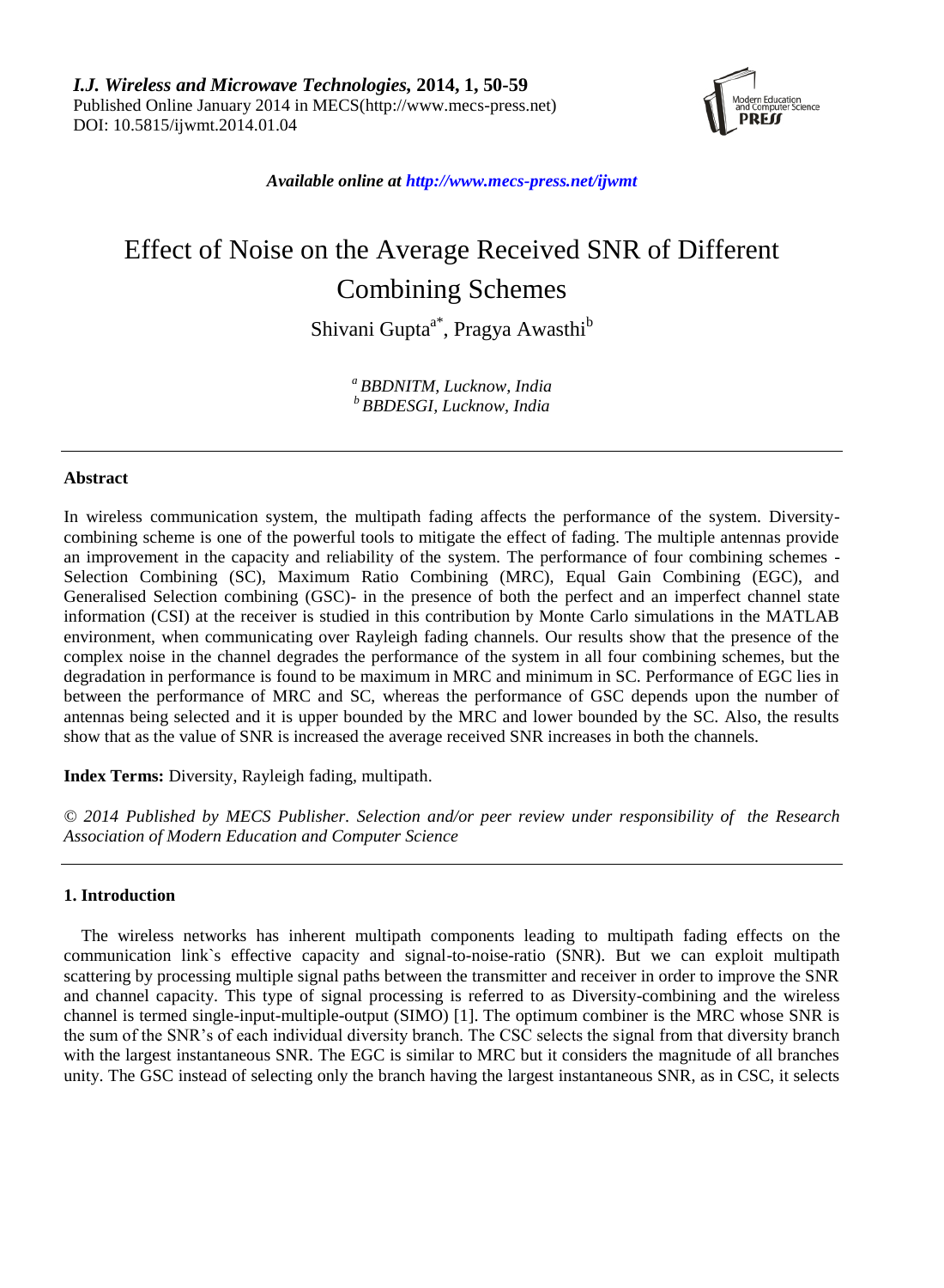*Available online at http://www.mecs-press.net/ijwmt*

# Effect of Noise on the Average Received SNR of Different Combining Schemes

Shivani Gupta[a*], Pragya Awasthi[b]

[a] *BBDNITM, Lucknow, India*
[b] *BBDESGI, Lucknow, India*

---

## Abstract

In wireless communication system, the multipath fading affects the performance of the system. Diversity-combining scheme is one of the powerful tools to mitigate the effect of fading. The multiple antennas provide an improvement in the capacity and reliability of the system. The performance of four combining schemes - Selection Combining (SC), Maximum Ratio Combining (MRC), Equal Gain Combining (EGC), and Generalised Selection combining (GSC)- in the presence of both the perfect and an imperfect channel state information (CSI) at the receiver is studied in this contribution by Monte Carlo simulations in the MATLAB environment, when communicating over Rayleigh fading channels. Our results show that the presence of the complex noise in the channel degrades the performance of the system in all four combining schemes, but the degradation in performance is found to be maximum in MRC and minimum in SC. Performance of EGC lies in between the performance of MRC and SC, whereas the performance of GSC depends upon the number of antennas being selected and it is upper bounded by the MRC and lower bounded by the SC. Also, the results show that as the value of SNR is increased the average received SNR increases in both the channels.

**Index Terms:** Diversity, Rayleigh fading, multipath.

*© 2014 Published by MECS Publisher. Selection and/or peer review under responsibility of the Research Association of Modern Education and Computer Science*

---

## 1. Introduction

The wireless networks has inherent multipath components leading to multipath fading effects on the communication link`s effective capacity and signal-to-noise-ratio (SNR). But we can exploit multipath scattering by processing multiple signal paths between the transmitter and receiver in order to improve the SNR and channel capacity. This type of signal processing is referred to as Diversity-combining and the wireless channel is termed single-input-multiple-output (SIMO) [1]. The optimum combiner is the MRC whose SNR is the sum of the SNR's of each individual diversity branch. The CSC selects the signal from that diversity branch with the largest instantaneous SNR. The EGC is similar to MRC but it considers the magnitude of all branches unity. The GSC instead of selecting only the branch having the largest instantaneous SNR, as in CSC, it selects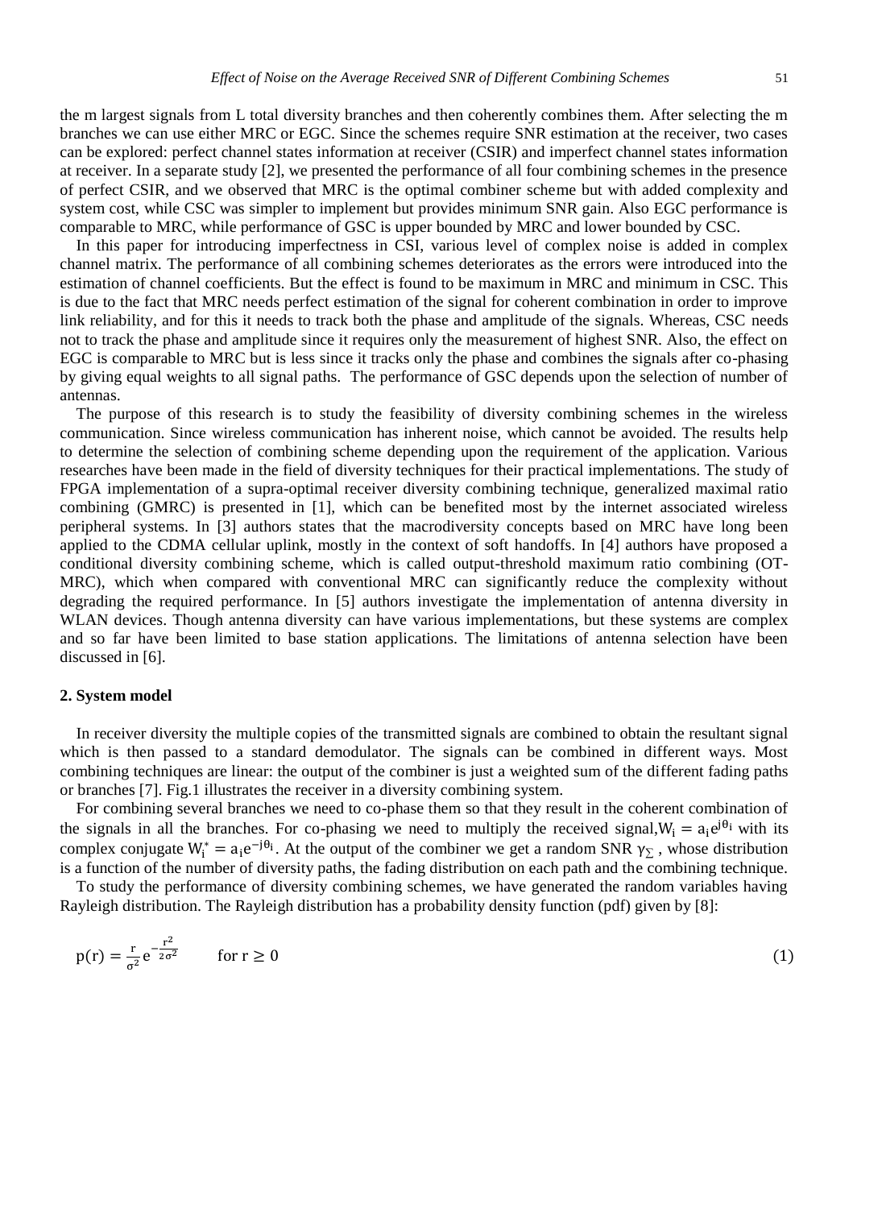the m largest signals from L total diversity branches and then coherently combines them. After selecting the m branches we can use either MRC or EGC. Since the schemes require SNR estimation at the receiver, two cases can be explored: perfect channel states information at receiver (CSIR) and imperfect channel states information at receiver. In a separate study [2], we presented the performance of all four combining schemes in the presence of perfect CSIR, and we observed that MRC is the optimal combiner scheme but with added complexity and system cost, while CSC was simpler to implement but provides minimum SNR gain. Also EGC performance is comparable to MRC, while performance of GSC is upper bounded by MRC and lower bounded by CSC.

In this paper for introducing imperfectness in CSI, various level of complex noise is added in complex channel matrix. The performance of all combining schemes deteriorates as the errors were introduced into the estimation of channel coefficients. But the effect is found to be maximum in MRC and minimum in CSC. This is due to the fact that MRC needs perfect estimation of the signal for coherent combination in order to improve link reliability, and for this it needs to track both the phase and amplitude of the signals. Whereas, CSC needs not to track the phase and amplitude since it requires only the measurement of highest SNR. Also, the effect on EGC is comparable to MRC but is less since it tracks only the phase and combines the signals after co-phasing by giving equal weights to all signal paths. The performance of GSC depends upon the selection of number of antennas.

The purpose of this research is to study the feasibility of diversity combining schemes in the wireless communication. Since wireless communication has inherent noise, which cannot be avoided. The results help to determine the selection of combining scheme depending upon the requirement of the application. Various researches have been made in the field of diversity techniques for their practical implementations. The study of FPGA implementation of a supra-optimal receiver diversity combining technique, generalized maximal ratio combining (GMRC) is presented in [1], which can be benefited most by the internet associated wireless peripheral systems. In [3] authors states that the macrodiversity concepts based on MRC have long been applied to the CDMA cellular uplink, mostly in the context of soft handoffs. In [4] authors have proposed a conditional diversity combining scheme, which is called output-threshold maximum ratio combining (OT-MRC), which when compared with conventional MRC can significantly reduce the complexity without degrading the required performance. In [5] authors investigate the implementation of antenna diversity in WLAN devices. Though antenna diversity can have various implementations, but these systems are complex and so far have been limited to base station applications. The limitations of antenna selection have been discussed in [6].

## 2. System model

In receiver diversity the multiple copies of the transmitted signals are combined to obtain the resultant signal which is then passed to a standard demodulator. The signals can be combined in different ways. Most combining techniques are linear: the output of the combiner is just a weighted sum of the different fading paths or branches [7]. Fig.1 illustrates the receiver in a diversity combining system.

For combining several branches we need to co-phase them so that they result in the coherent combination of the signals in all the branches. For co-phasing we need to multiply the received signal, $W_i = a_i e^{j\theta_i}$ with its complex conjugate $W_i^* = a_i e^{-j\theta_i}$. At the output of the combiner we get a random SNR $\gamma_\Sigma$ , whose distribution is a function of the number of diversity paths, the fading distribution on each path and the combining technique.

To study the performance of diversity combining schemes, we have generated the random variables having Rayleigh distribution. The Rayleigh distribution has a probability density function (pdf) given by [8]:

$$p(r) = \frac{r}{\sigma^2} e^{-\frac{r^2}{2\sigma^2}} \qquad \text{for } r \geq 0 \tag{1}$$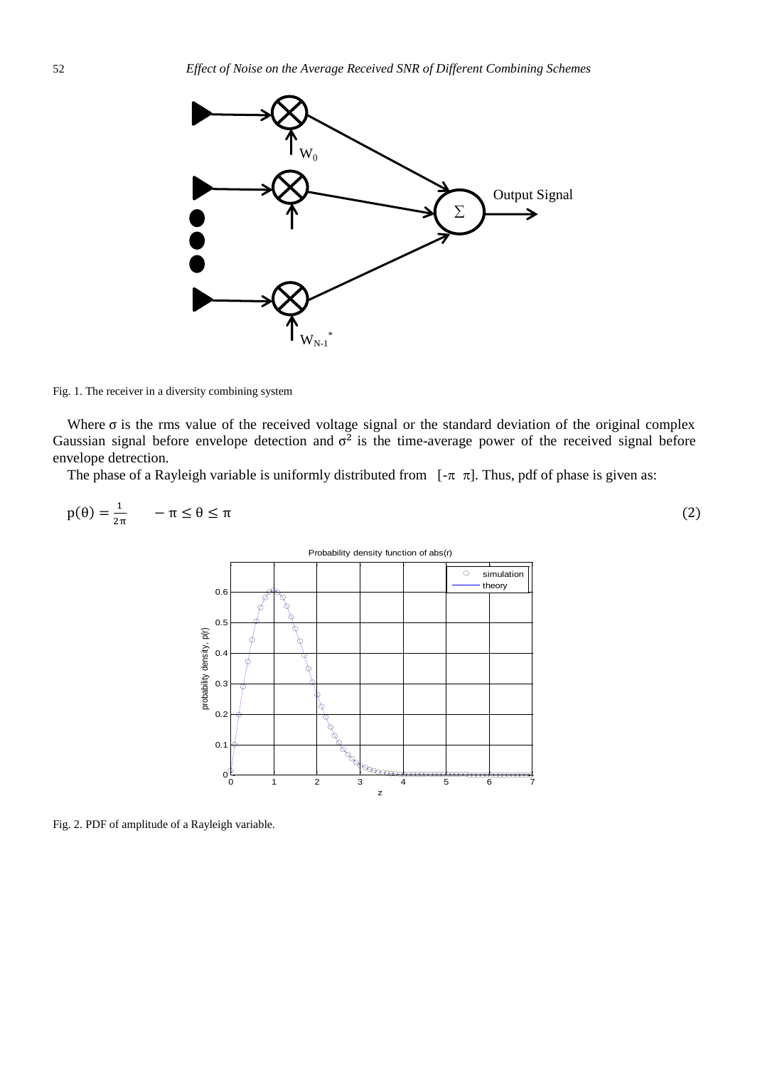Fig. 1. The receiver in a diversity combining system

Where σ is the rms value of the received voltage signal or the standard deviation of the original complex Gaussian signal before envelope detection and $\sigma^2$ is the time-average power of the received signal before envelope detrection.

The phase of a Rayleigh variable is uniformly distributed from [-π π]. Thus, pdf of phase is given as:

$$p(\theta) = \frac{1}{2\pi} \qquad -\pi \leq \theta \leq \pi \tag{2}$$

Fig. 2. PDF of amplitude of a Rayleigh variable.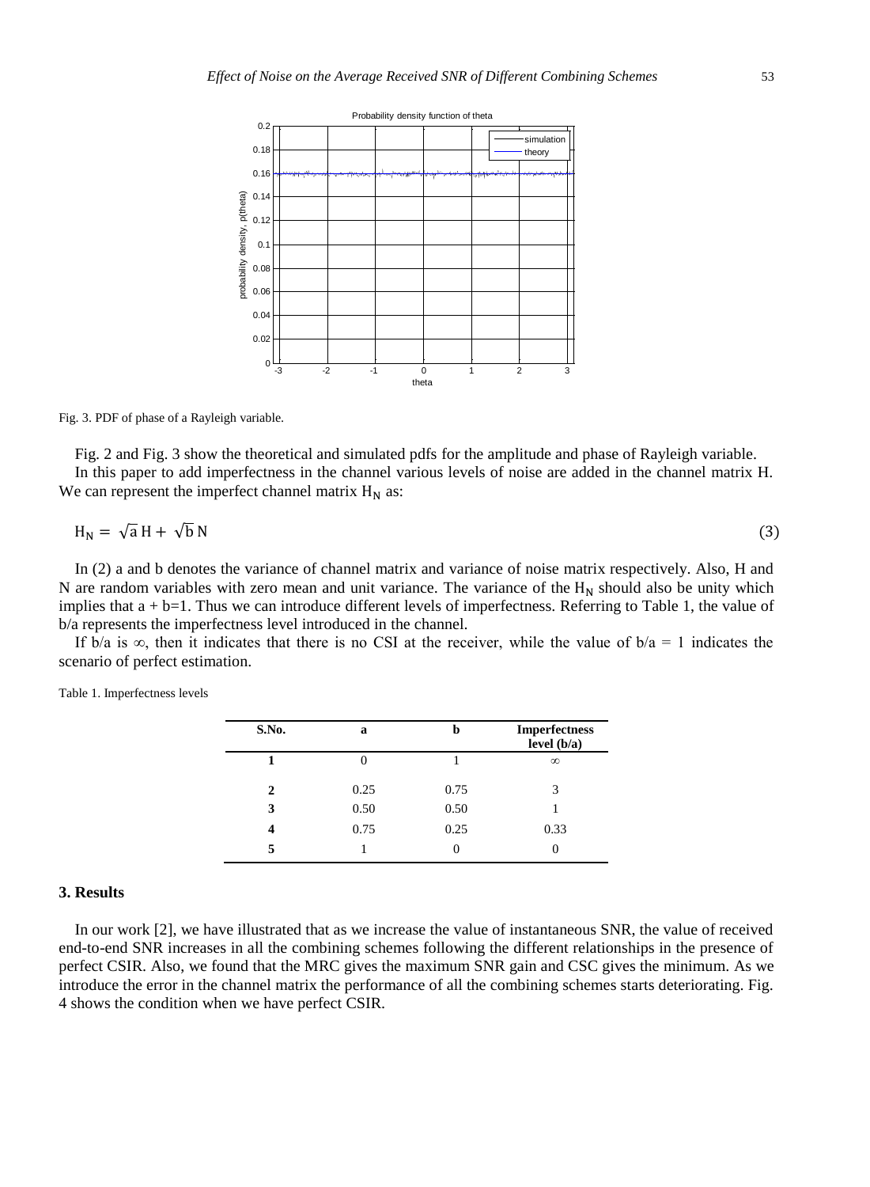Fig. 3. PDF of phase of a Rayleigh variable.

Fig. 2 and Fig. 3 show the theoretical and simulated pdfs for the amplitude and phase of Rayleigh variable.

In this paper to add imperfectness in the channel various levels of noise are added in the channel matrix H. We can represent the imperfect channel matrix $H_N$ as:

$$H_N = \sqrt{a}\,H + \sqrt{b}\,N \tag{3}$$

In (2) a and b denotes the variance of channel matrix and variance of noise matrix respectively. Also, H and N are random variables with zero mean and unit variance. The variance of the $H_N$ should also be unity which implies that a + b=1. Thus we can introduce different levels of imperfectness. Referring to Table 1, the value of b/a represents the imperfectness level introduced in the channel.

If b/a is ∞, then it indicates that there is no CSI at the receiver, while the value of b/a = 1 indicates the scenario of perfect estimation.

Table 1. Imperfectness levels

| S.No. | a | b | Imperfectness level (b/a) |
|---|---|---|---|
| 1 | 0 | 1 | ∞ |
| 2 | 0.25 | 0.75 | 3 |
| 3 | 0.50 | 0.50 | 1 |
| 4 | 0.75 | 0.25 | 0.33 |
| 5 | 1 | 0 | 0 |

## 3. Results

In our work [2], we have illustrated that as we increase the value of instantaneous SNR, the value of received end-to-end SNR increases in all the combining schemes following the different relationships in the presence of perfect CSIR. Also, we found that the MRC gives the maximum SNR gain and CSC gives the minimum. As we introduce the error in the channel matrix the performance of all the combining schemes starts deteriorating. Fig. 4 shows the condition when we have perfect CSIR.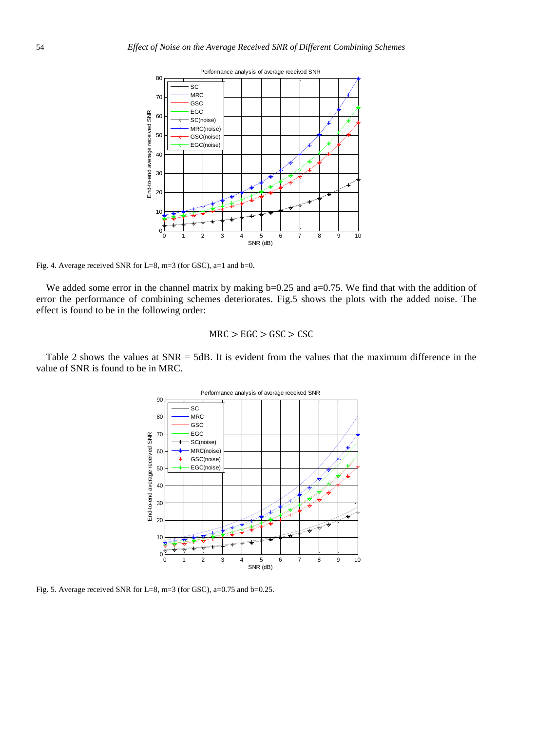Fig. 4. Average received SNR for L=8, m=3 (for GSC), a=1 and b=0.

We added some error in the channel matrix by making b=0.25 and a=0.75. We find that with the addition of error the performance of combining schemes deteriorates. Fig.5 shows the plots with the added noise. The effect is found to be in the following order:

$$\mathrm{MRC} > \mathrm{EGC} > \mathrm{GSC} > \mathrm{CSC}$$

Table 2 shows the values at SNR = 5dB. It is evident from the values that the maximum difference in the value of SNR is found to be in MRC.

Fig. 5. Average received SNR for L=8, m=3 (for GSC), a=0.75 and b=0.25.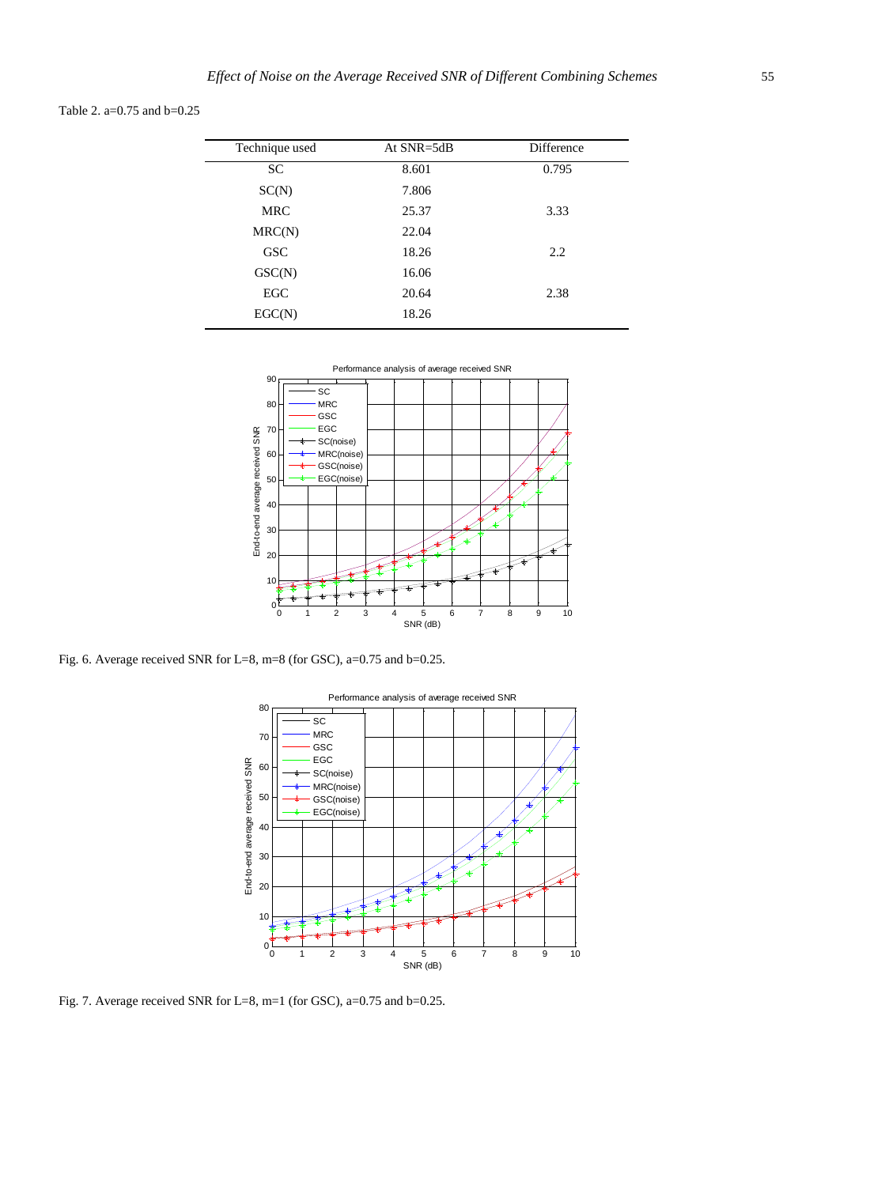Table 2. a=0.75 and b=0.25

| Technique used | At SNR=5dB | Difference |
|---|---|---|
| SC | 8.601 | 0.795 |
| SC(N) | 7.806 | |
| MRC | 25.37 | 3.33 |
| MRC(N) | 22.04 | |
| GSC | 18.26 | 2.2 |
| GSC(N) | 16.06 | |
| EGC | 20.64 | 2.38 |
| EGC(N) | 18.26 | |

Fig. 6. Average received SNR for L=8, m=8 (for GSC), a=0.75 and b=0.25.

Fig. 7. Average received SNR for L=8, m=1 (for GSC), a=0.75 and b=0.25.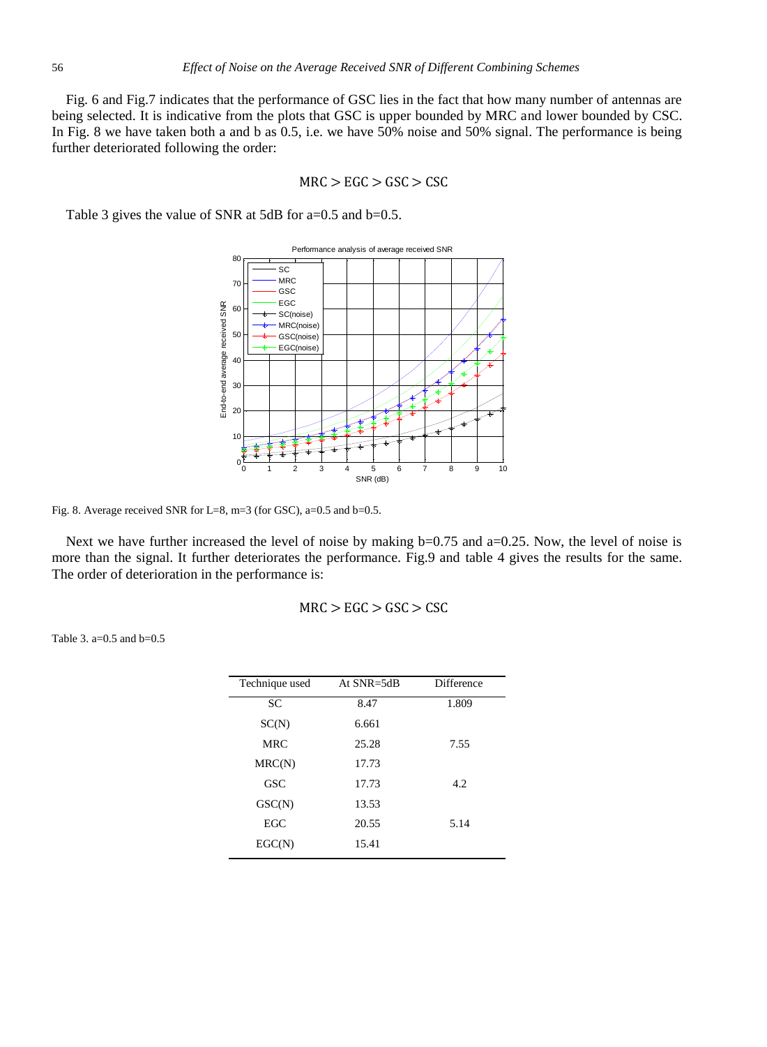Fig. 6 and Fig.7 indicates that the performance of GSC lies in the fact that how many number of antennas are being selected. It is indicative from the plots that GSC is upper bounded by MRC and lower bounded by CSC. In Fig. 8 we have taken both a and b as 0.5, i.e. we have 50% noise and 50% signal. The performance is being further deteriorated following the order:

$$\mathrm{MRC} > \mathrm{EGC} > \mathrm{GSC} > \mathrm{CSC}$$

Table 3 gives the value of SNR at 5dB for a=0.5 and b=0.5.

Fig. 8. Average received SNR for L=8, m=3 (for GSC), a=0.5 and b=0.5.

Next we have further increased the level of noise by making b=0.75 and a=0.25. Now, the level of noise is more than the signal. It further deteriorates the performance. Fig.9 and table 4 gives the results for the same. The order of deterioration in the performance is:

$$\mathrm{MRC} > \mathrm{EGC} > \mathrm{GSC} > \mathrm{CSC}$$

Table 3. a=0.5 and b=0.5

| Technique used | At SNR=5dB | Difference |
|---|---|---|
| SC | 8.47 | 1.809 |
| SC(N) | 6.661 | |
| MRC | 25.28 | 7.55 |
| MRC(N) | 17.73 | |
| GSC | 17.73 | 4.2 |
| GSC(N) | 13.53 | |
| EGC | 20.55 | 5.14 |
| EGC(N) | 15.41 | |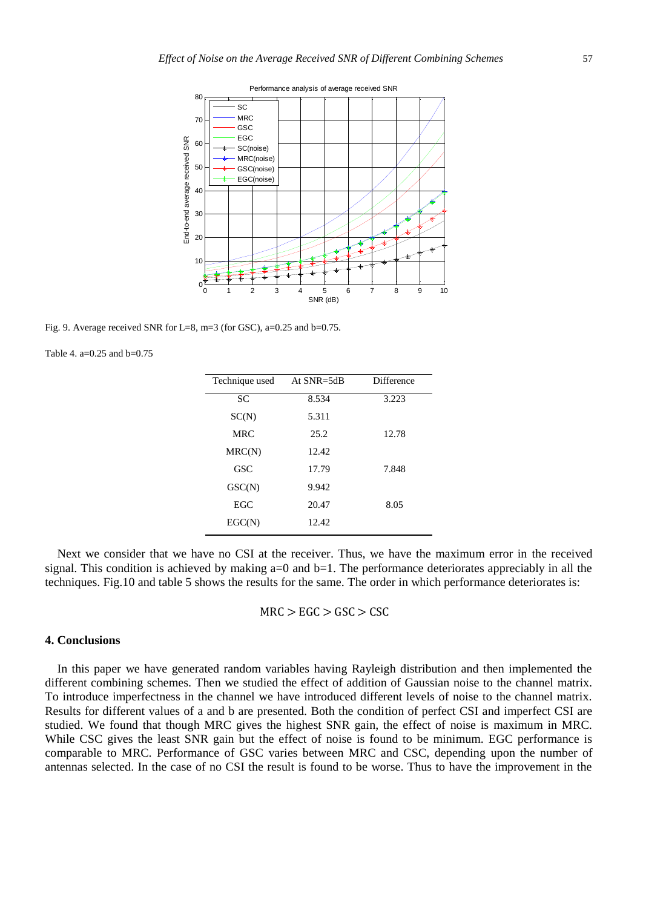Fig. 9. Average received SNR for L=8, m=3 (for GSC), a=0.25 and b=0.75.

Table 4. a=0.25 and b=0.75

| Technique used | At SNR=5dB | Difference |
|---|---|---|
| SC | 8.534 | 3.223 |
| SC(N) | 5.311 | |
| MRC | 25.2 | 12.78 |
| MRC(N) | 12.42 | |
| GSC | 17.79 | 7.848 |
| GSC(N) | 9.942 | |
| EGC | 20.47 | 8.05 |
| EGC(N) | 12.42 | |

Next we consider that we have no CSI at the receiver. Thus, we have the maximum error in the received signal. This condition is achieved by making a=0 and b=1. The performance deteriorates appreciably in all the techniques. Fig.10 and table 5 shows the results for the same. The order in which performance deteriorates is:

$$\text{MRC} > \text{EGC} > \text{GSC} > \text{CSC}$$

## 4. Conclusions

In this paper we have generated random variables having Rayleigh distribution and then implemented the different combining schemes. Then we studied the effect of addition of Gaussian noise to the channel matrix. To introduce imperfectness in the channel we have introduced different levels of noise to the channel matrix. Results for different values of a and b are presented. Both the condition of perfect CSI and imperfect CSI are studied. We found that though MRC gives the highest SNR gain, the effect of noise is maximum in MRC. While CSC gives the least SNR gain but the effect of noise is found to be minimum. EGC performance is comparable to MRC. Performance of GSC varies between MRC and CSC, depending upon the number of antennas selected. In the case of no CSI the result is found to be worse. Thus to have the improvement in the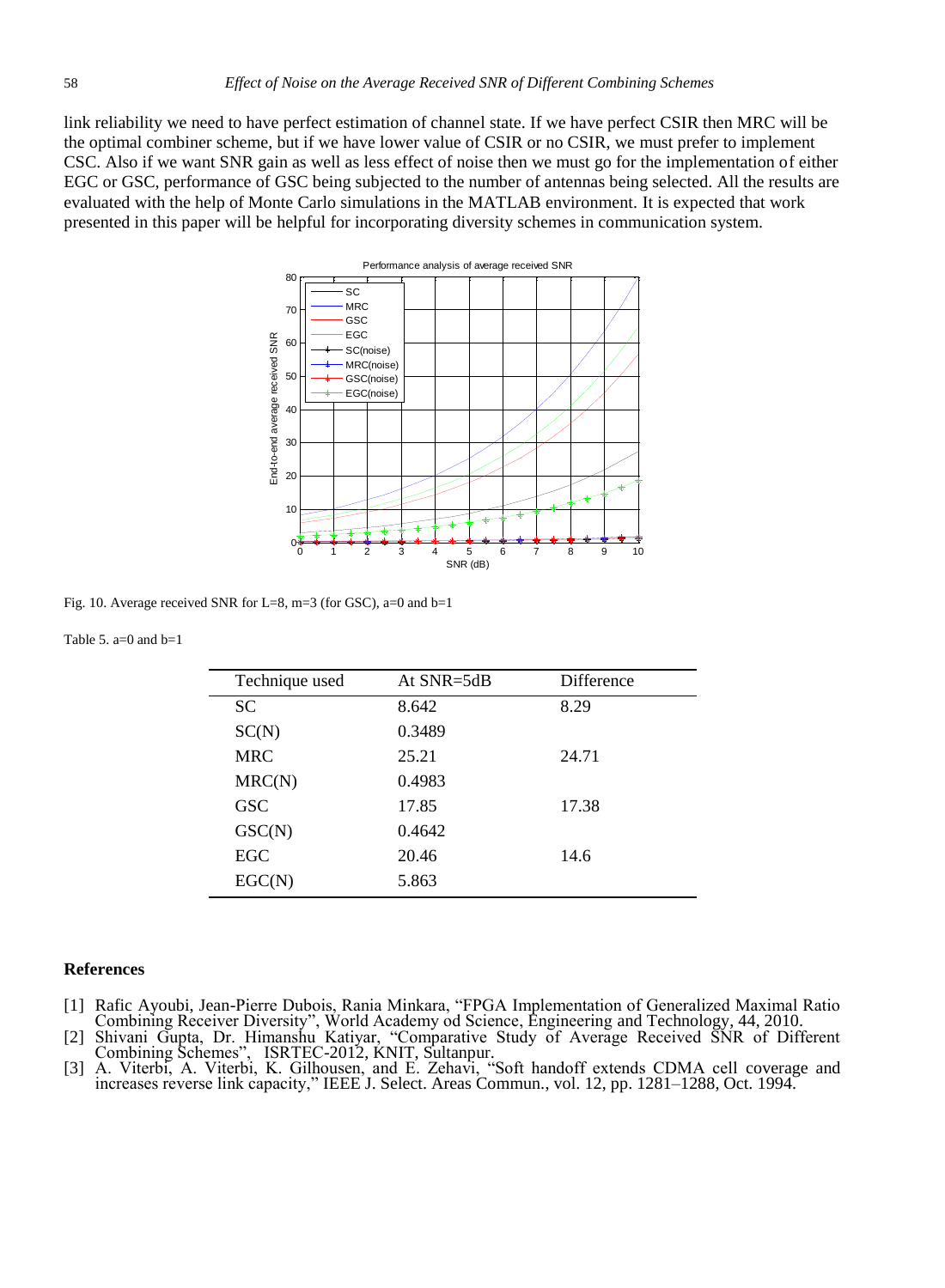link reliability we need to have perfect estimation of channel state. If we have perfect CSIR then MRC will be the optimal combiner scheme, but if we have lower value of CSIR or no CSIR, we must prefer to implement CSC. Also if we want SNR gain as well as less effect of noise then we must go for the implementation of either EGC or GSC, performance of GSC being subjected to the number of antennas being selected. All the results are evaluated with the help of Monte Carlo simulations in the MATLAB environment. It is expected that work presented in this paper will be helpful for incorporating diversity schemes in communication system.

Fig. 10. Average received SNR for L=8, m=3 (for GSC), a=0 and b=1

Table 5. a=0 and b=1

| Technique used | At SNR=5dB | Difference |
|---|---|---|
| SC | 8.642 | 8.29 |
| SC(N) | 0.3489 | |
| MRC | 25.21 | 24.71 |
| MRC(N) | 0.4983 | |
| GSC | 17.85 | 17.38 |
| GSC(N) | 0.4642 | |
| EGC | 20.46 | 14.6 |
| EGC(N) | 5.863 | |

## References

[1] Rafic Ayoubi, Jean-Pierre Dubois, Rania Minkara, "FPGA Implementation of Generalized Maximal Ratio Combining Receiver Diversity", World Academy od Science, Engineering and Technology, 44, 2010.

[2] Shivani Gupta, Dr. Himanshu Katiyar, "Comparative Study of Average Received SNR of Different Combining Schemes", ISRTEC-2012, KNIT, Sultanpur.

[3] A. Viterbi, A. Viterbi, K. Gilhousen, and E. Zehavi, "Soft handoff extends CDMA cell coverage and increases reverse link capacity," IEEE J. Select. Areas Commun., vol. 12, pp. 1281–1288, Oct. 1994.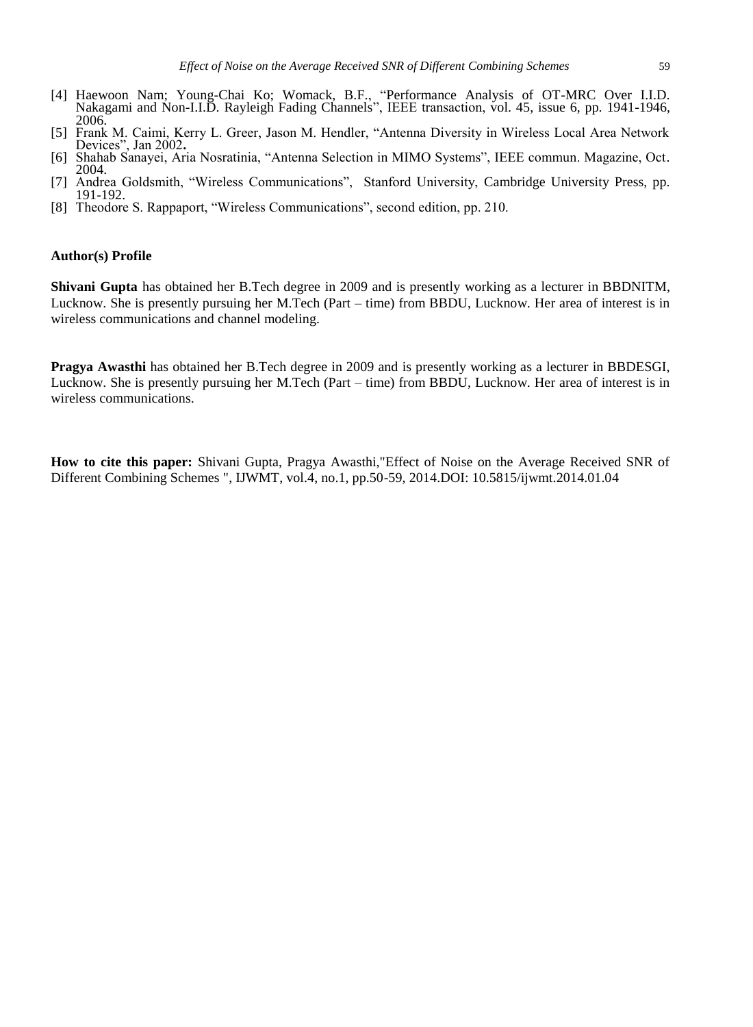[4] Haewoon Nam; Young-Chai Ko; Womack, B.F., "Performance Analysis of OT-MRC Over I.I.D. Nakagami and Non-I.I.D. Rayleigh Fading Channels", IEEE transaction, vol. 45, issue 6, pp. 1941-1946, 2006.

[5] Frank M. Caimi, Kerry L. Greer, Jason M. Hendler, "Antenna Diversity in Wireless Local Area Network Devices", Jan 2002**.**

[6] Shahab Sanayei, Aria Nosratinia, "Antenna Selection in MIMO Systems", IEEE commun. Magazine, Oct. 2004.

[7] Andrea Goldsmith, "Wireless Communications", Stanford University, Cambridge University Press, pp. 191-192.

[8] Theodore S. Rappaport, "Wireless Communications", second edition, pp. 210.

**Author(s) Profile**

**Shivani Gupta** has obtained her B.Tech degree in 2009 and is presently working as a lecturer in BBDNITM, Lucknow. She is presently pursuing her M.Tech (Part – time) from BBDU, Lucknow. Her area of interest is in wireless communications and channel modeling.

**Pragya Awasthi** has obtained her B.Tech degree in 2009 and is presently working as a lecturer in BBDESGI, Lucknow. She is presently pursuing her M.Tech (Part – time) from BBDU, Lucknow. Her area of interest is in wireless communications.

**How to cite this paper:** Shivani Gupta, Pragya Awasthi,"Effect of Noise on the Average Received SNR of Different Combining Schemes ", IJWMT, vol.4, no.1, pp.50-59, 2014.DOI: 10.5815/ijwmt.2014.01.04